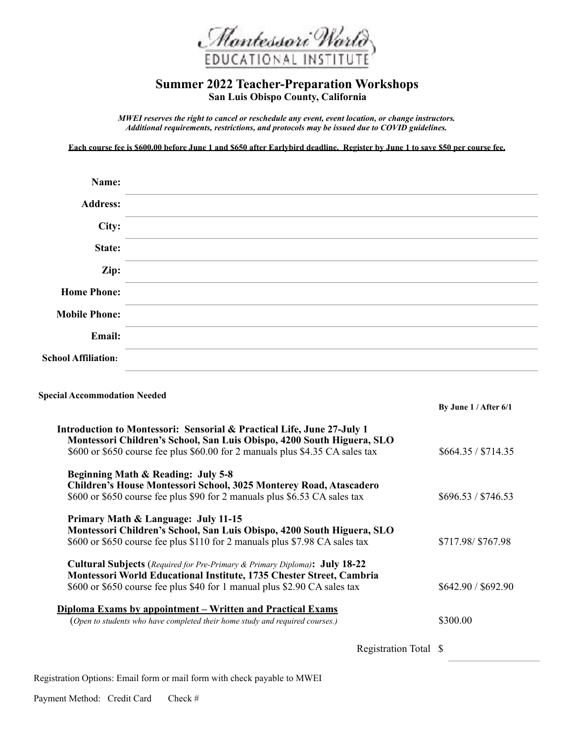Montessori World
EDUCATIONAL INSTITUTE

# Summer 2022 Teacher-Preparation Workshops

**San Luis Obispo County, California**

***MWEI reserves the right to cancel or reschedule any event, event location, or change instructors. Additional requirements, restrictions, and protocols may be issued due to COVID guidelines.***

**Each course fee is $600.00 before June 1 and $650 after Earlybird deadline. Register by June 1 to save $50 per course fee.**

**Name:** ______________________

**Address:** ______________________

**City:** ______________________

**State:** ______________________

**Zip:** ______________________

**Home Phone:** ______________________

**Mobile Phone:** ______________________

**Email:** ______________________

**School Affiliation:** ______________________

**Special Accommodation Needed**

| | **By June 1 / After 6/1** |
|---|---|
| **Introduction to Montessori: Sensorial & Practical Life, June 27-July 1**<br>**Montessori Children's School, San Luis Obispo, 4200 South Higuera, SLO**<br>$600 or $650 course fee plus $60.00 for 2 manuals plus $4.35 CA sales tax | $664.35 / $714.35 |
| **Beginning Math & Reading: July 5-8**<br>**Children's House Montessori School, 3025 Monterey Road, Atascadero**<br>$600 or $650 course fee plus $90 for 2 manuals plus $6.53 CA sales tax | $696.53 / $746.53 |
| **Primary Math & Language: July 11-15**<br>**Montessori Children's School, San Luis Obispo, 4200 South Higuera, SLO**<br>$600 or $650 course fee plus $110 for 2 manuals plus $7.98 CA sales tax | $717.98/ $767.98 |
| **Cultural Subjects** (*Required for Pre-Primary & Primary Diploma*)**: July 18-22**<br>**Montessori World Educational Institute, 1735 Chester Street, Cambria**<br>$600 or $650 course fee plus $40 for 1 manual plus $2.90 CA sales tax | $642.90 / $692.90 |
| **Diploma Exams by appointment – Written and Practical Exams**<br>(*Open to students who have completed their home study and required courses.*) | $300.00 |

Registration Total $ ______________

Registration Options: Email form or mail form with check payable to MWEI

Payment Method: Credit Card Check #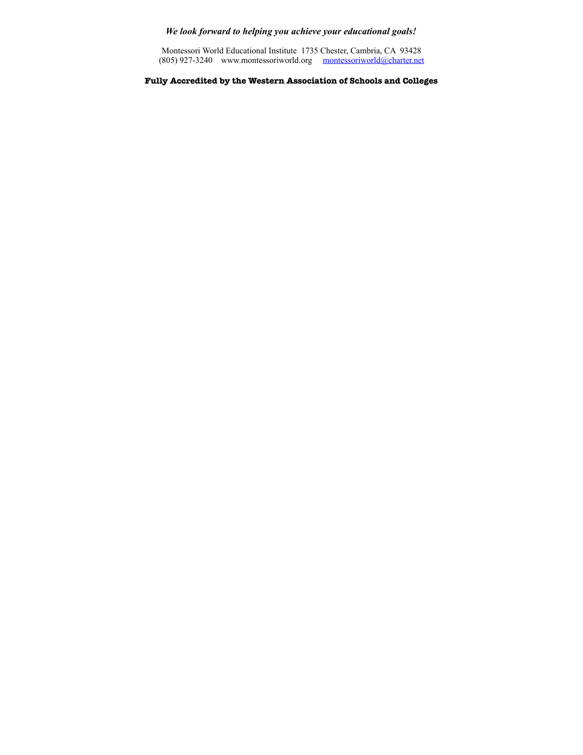***We look forward to helping you achieve your educational goals!***

Montessori World Educational Institute  1735 Chester, Cambria, CA  93428
(805) 927-3240    www.montessoriworld.org    montessoriworld@charter.net

**Fully Accredited by the Western Association of Schools and Colleges**